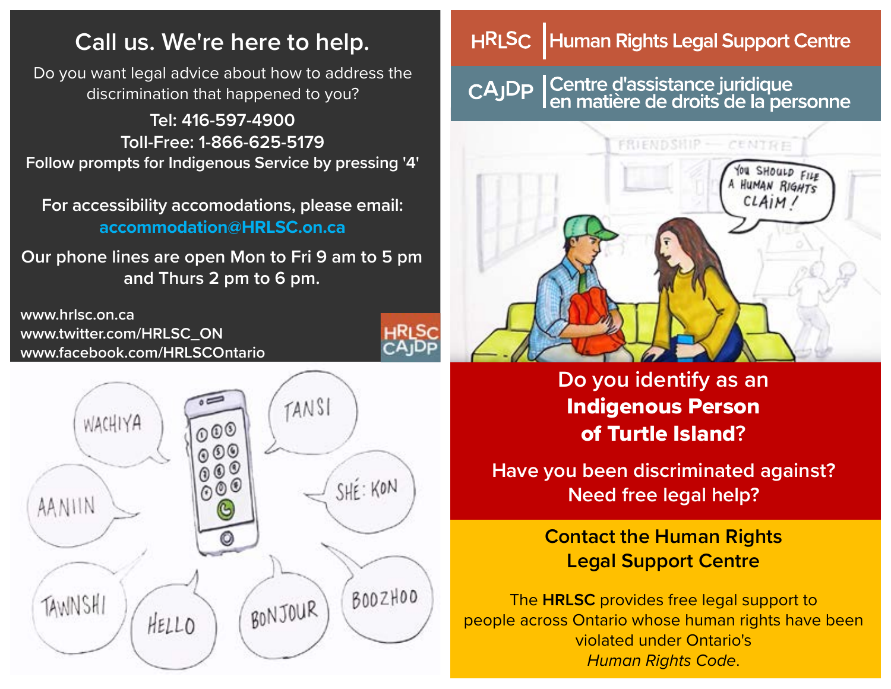# Call us. We're here to help.

Do you want legal advice about how to address the discrimination that happened to you?

**Tel: 416-597-4900**
**Toll-Free: 1-866-625-5179**
**Follow prompts for Indigenous Service by pressing '4'**

**For accessibility accomodations, please email:**
**accommodation@HRLSC.on.ca**

**Our phone lines are open Mon to Fri 9 am to 5 pm and Thurs 2 pm to 6 pm.**

**www.hrlsc.on.ca**
**www.twitter.com/HRLSC_ON**
**www.facebook.com/HRLSCOntario**

HRLSC | Human Rights Legal Support Centre

CAJDP | Centre d'assistance juridique en matière de droits de la personne

## Do you identify as an **Indigenous Person of Turtle Island?**

**Have you been discriminated against?**
**Need free legal help?**

## Contact the Human Rights Legal Support Centre

The **HRLSC** provides free legal support to people across Ontario whose human rights have been violated under Ontario's *Human Rights Code*.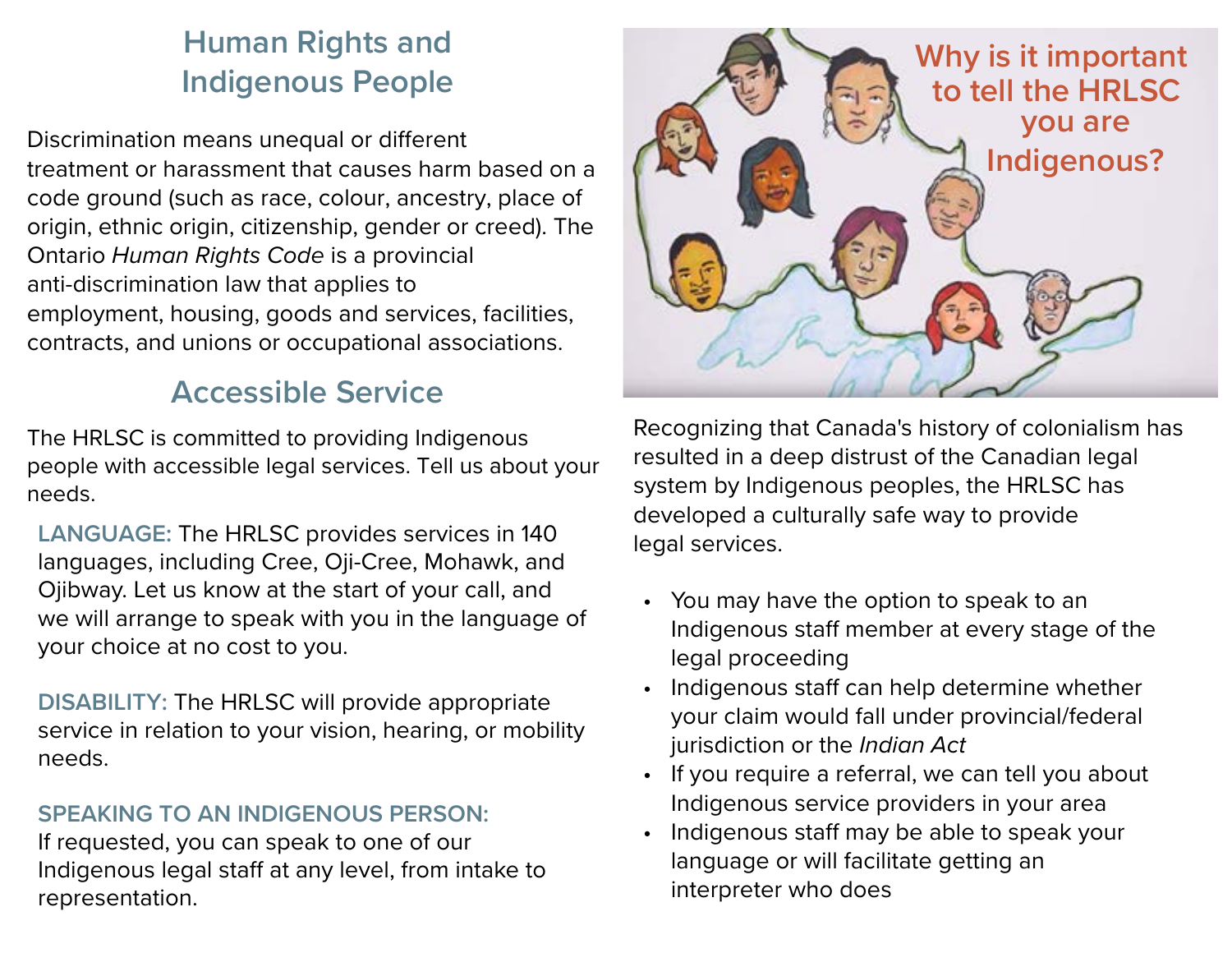## Human Rights and Indigenous People

Discrimination means unequal or different treatment or harassment that causes harm based on a code ground (such as race, colour, ancestry, place of origin, ethnic origin, citizenship, gender or creed). The Ontario *Human Rights Code* is a provincial anti-discrimination law that applies to employment, housing, goods and services, facilities, contracts, and unions or occupational associations.

## Accessible Service

The HRLSC is committed to providing Indigenous people with accessible legal services. Tell us about your needs.

**LANGUAGE:** The HRLSC provides services in 140 languages, including Cree, Oji-Cree, Mohawk, and Ojibway. Let us know at the start of your call, and we will arrange to speak with you in the language of your choice at no cost to you.

**DISABILITY:** The HRLSC will provide appropriate service in relation to your vision, hearing, or mobility needs.

**SPEAKING TO AN INDIGENOUS PERSON:**
If requested, you can speak to one of our Indigenous legal staff at any level, from intake to representation.

## Why is it important to tell the HRLSC you are Indigenous?

Recognizing that Canada's history of colonialism has resulted in a deep distrust of the Canadian legal system by Indigenous peoples, the HRLSC has developed a culturally safe way to provide legal services.

- You may have the option to speak to an Indigenous staff member at every stage of the legal proceeding
- Indigenous staff can help determine whether your claim would fall under provincial/federal jurisdiction or the *Indian Act*
- If you require a referral, we can tell you about Indigenous service providers in your area
- Indigenous staff may be able to speak your language or will facilitate getting an interpreter who does